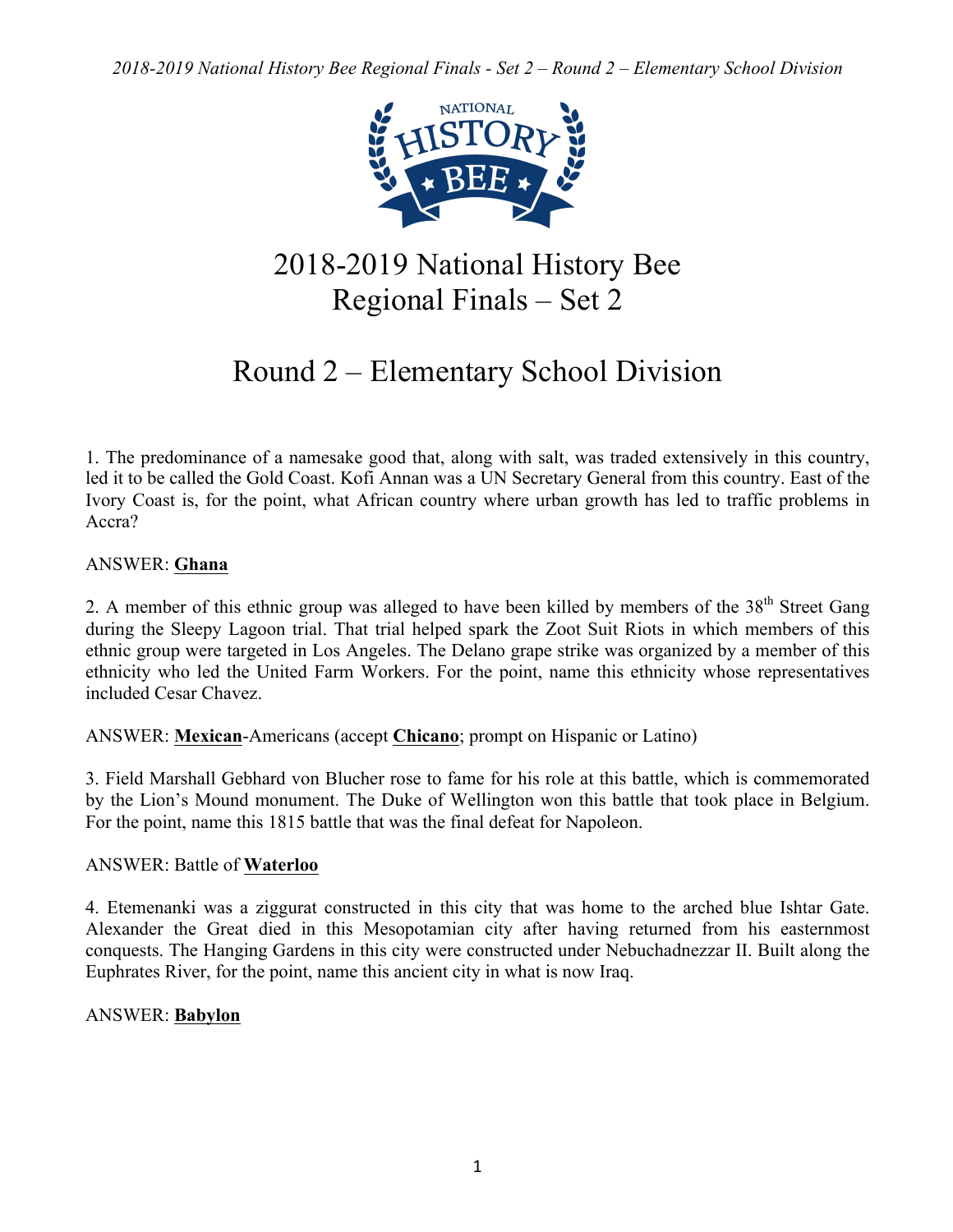# 2018-2019 National History Bee Regional Finals – Set 2

## Round 2 – Elementary School Division

1. The predominance of a namesake good that, along with salt, was traded extensively in this country, led it to be called the Gold Coast. Kofi Annan was a UN Secretary General from this country. East of the Ivory Coast is, for the point, what African country where urban growth has led to traffic problems in Accra?

ANSWER: **<u>Ghana</u>**

2. A member of this ethnic group was alleged to have been killed by members of the 38th Street Gang during the Sleepy Lagoon trial. That trial helped spark the Zoot Suit Riots in which members of this ethnic group were targeted in Los Angeles. The Delano grape strike was organized by a member of this ethnicity who led the United Farm Workers. For the point, name this ethnicity whose representatives included Cesar Chavez.

ANSWER: **<u>Mexican</u>**-Americans (accept **<u>Chicano</u>**; prompt on Hispanic or Latino)

3. Field Marshall Gebhard von Blucher rose to fame for his role at this battle, which is commemorated by the Lion's Mound monument. The Duke of Wellington won this battle that took place in Belgium. For the point, name this 1815 battle that was the final defeat for Napoleon.

ANSWER: Battle of **<u>Waterloo</u>**

4. Etemenanki was a ziggurat constructed in this city that was home to the arched blue Ishtar Gate. Alexander the Great died in this Mesopotamian city after having returned from his easternmost conquests. The Hanging Gardens in this city were constructed under Nebuchadnezzar II. Built along the Euphrates River, for the point, name this ancient city in what is now Iraq.

ANSWER: **<u>Babylon</u>**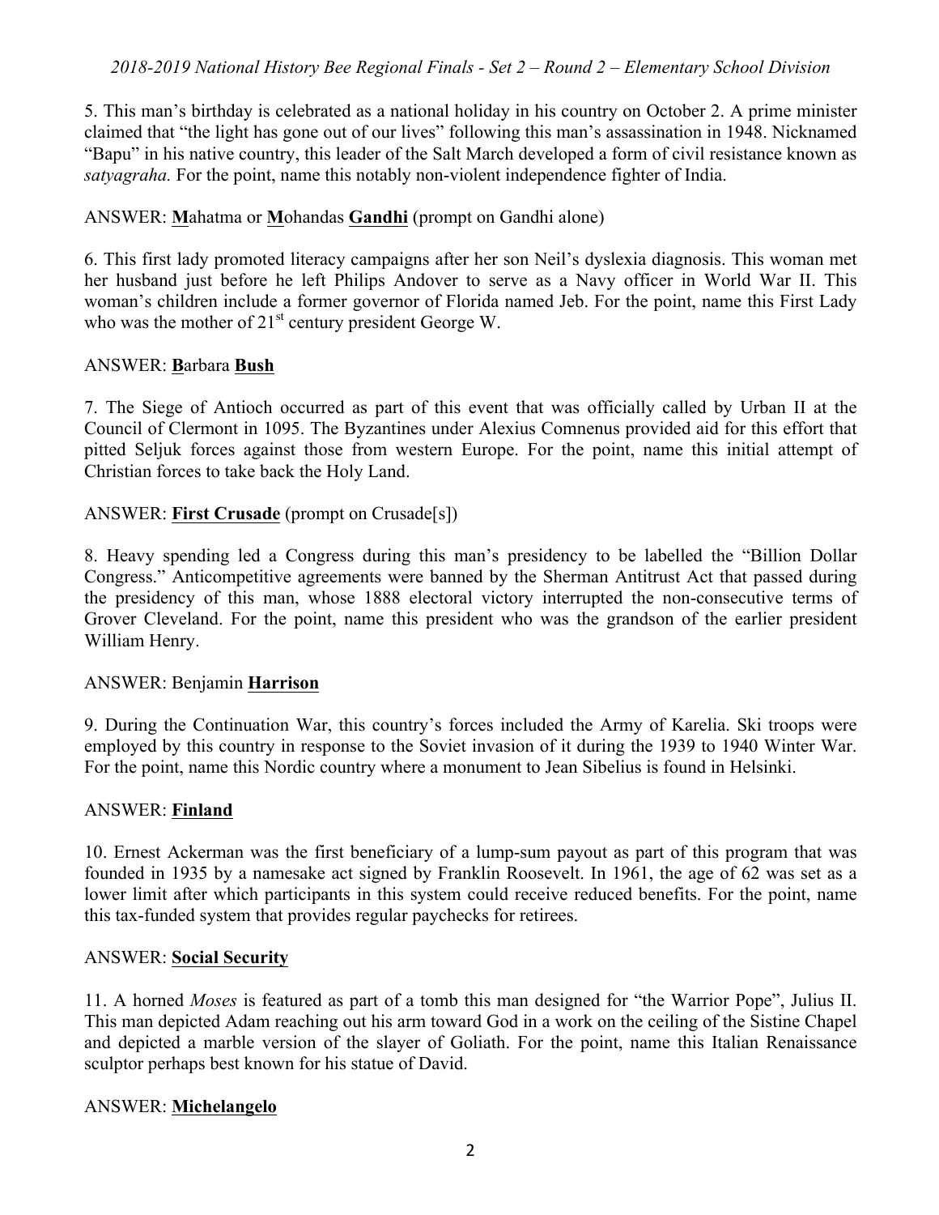5. This man's birthday is celebrated as a national holiday in his country on October 2. A prime minister claimed that "the light has gone out of our lives" following this man's assassination in 1948. Nicknamed "Bapu" in his native country, this leader of the Salt March developed a form of civil resistance known as *satyagraha.* For the point, name this notably non-violent independence fighter of India.

ANSWER: **M**ahatma or **M**ohandas **Gandhi** (prompt on Gandhi alone)

6. This first lady promoted literacy campaigns after her son Neil's dyslexia diagnosis. This woman met her husband just before he left Philips Andover to serve as a Navy officer in World War II. This woman's children include a former governor of Florida named Jeb. For the point, name this First Lady who was the mother of 21st century president George W.

ANSWER: **B**arbara **Bush**

7. The Siege of Antioch occurred as part of this event that was officially called by Urban II at the Council of Clermont in 1095. The Byzantines under Alexius Comnenus provided aid for this effort that pitted Seljuk forces against those from western Europe. For the point, name this initial attempt of Christian forces to take back the Holy Land.

ANSWER: **First Crusade** (prompt on Crusade[s])

8. Heavy spending led a Congress during this man's presidency to be labelled the "Billion Dollar Congress." Anticompetitive agreements were banned by the Sherman Antitrust Act that passed during the presidency of this man, whose 1888 electoral victory interrupted the non-consecutive terms of Grover Cleveland. For the point, name this president who was the grandson of the earlier president William Henry.

ANSWER: Benjamin **Harrison**

9. During the Continuation War, this country's forces included the Army of Karelia. Ski troops were employed by this country in response to the Soviet invasion of it during the 1939 to 1940 Winter War. For the point, name this Nordic country where a monument to Jean Sibelius is found in Helsinki.

ANSWER: **Finland**

10. Ernest Ackerman was the first beneficiary of a lump-sum payout as part of this program that was founded in 1935 by a namesake act signed by Franklin Roosevelt. In 1961, the age of 62 was set as a lower limit after which participants in this system could receive reduced benefits. For the point, name this tax-funded system that provides regular paychecks for retirees.

ANSWER: **Social Security**

11. A horned *Moses* is featured as part of a tomb this man designed for "the Warrior Pope", Julius II. This man depicted Adam reaching out his arm toward God in a work on the ceiling of the Sistine Chapel and depicted a marble version of the slayer of Goliath. For the point, name this Italian Renaissance sculptor perhaps best known for his statue of David.

ANSWER: **Michelangelo**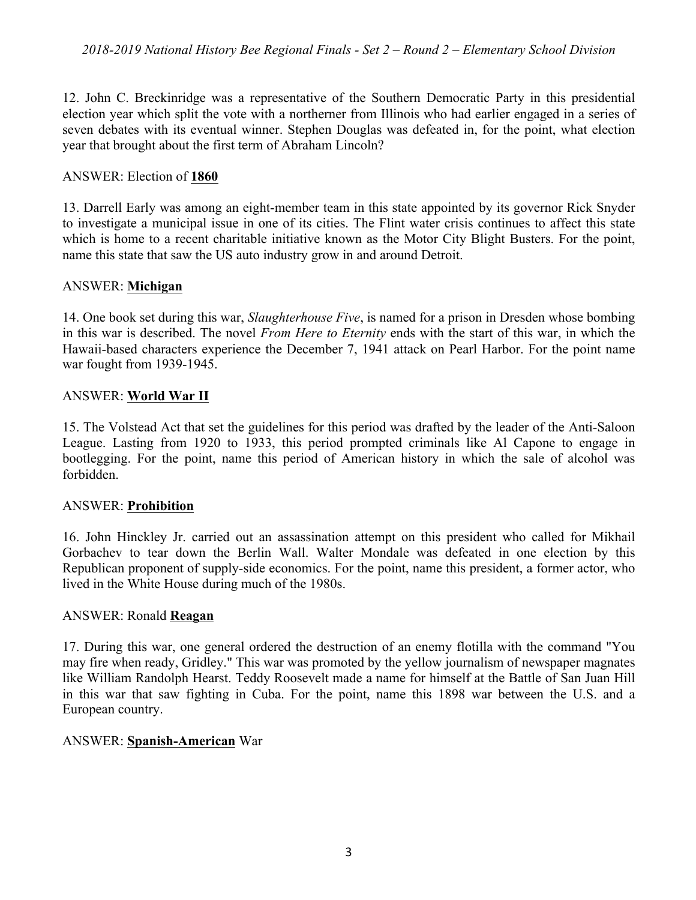12. John C. Breckinridge was a representative of the Southern Democratic Party in this presidential election year which split the vote with a northerner from Illinois who had earlier engaged in a series of seven debates with its eventual winner. Stephen Douglas was defeated in, for the point, what election year that brought about the first term of Abraham Lincoln?

ANSWER: Election of **1860**

13. Darrell Early was among an eight-member team in this state appointed by its governor Rick Snyder to investigate a municipal issue in one of its cities. The Flint water crisis continues to affect this state which is home to a recent charitable initiative known as the Motor City Blight Busters. For the point, name this state that saw the US auto industry grow in and around Detroit.

ANSWER: **Michigan**

14. One book set during this war, *Slaughterhouse Five*, is named for a prison in Dresden whose bombing in this war is described. The novel *From Here to Eternity* ends with the start of this war, in which the Hawaii-based characters experience the December 7, 1941 attack on Pearl Harbor. For the point name war fought from 1939-1945.

ANSWER: **World War II**

15. The Volstead Act that set the guidelines for this period was drafted by the leader of the Anti-Saloon League. Lasting from 1920 to 1933, this period prompted criminals like Al Capone to engage in bootlegging. For the point, name this period of American history in which the sale of alcohol was forbidden.

ANSWER: **Prohibition**

16. John Hinckley Jr. carried out an assassination attempt on this president who called for Mikhail Gorbachev to tear down the Berlin Wall. Walter Mondale was defeated in one election by this Republican proponent of supply-side economics. For the point, name this president, a former actor, who lived in the White House during much of the 1980s.

ANSWER: Ronald **Reagan**

17. During this war, one general ordered the destruction of an enemy flotilla with the command "You may fire when ready, Gridley." This war was promoted by the yellow journalism of newspaper magnates like William Randolph Hearst. Teddy Roosevelt made a name for himself at the Battle of San Juan Hill in this war that saw fighting in Cuba. For the point, name this 1898 war between the U.S. and a European country.

ANSWER: **Spanish-American** War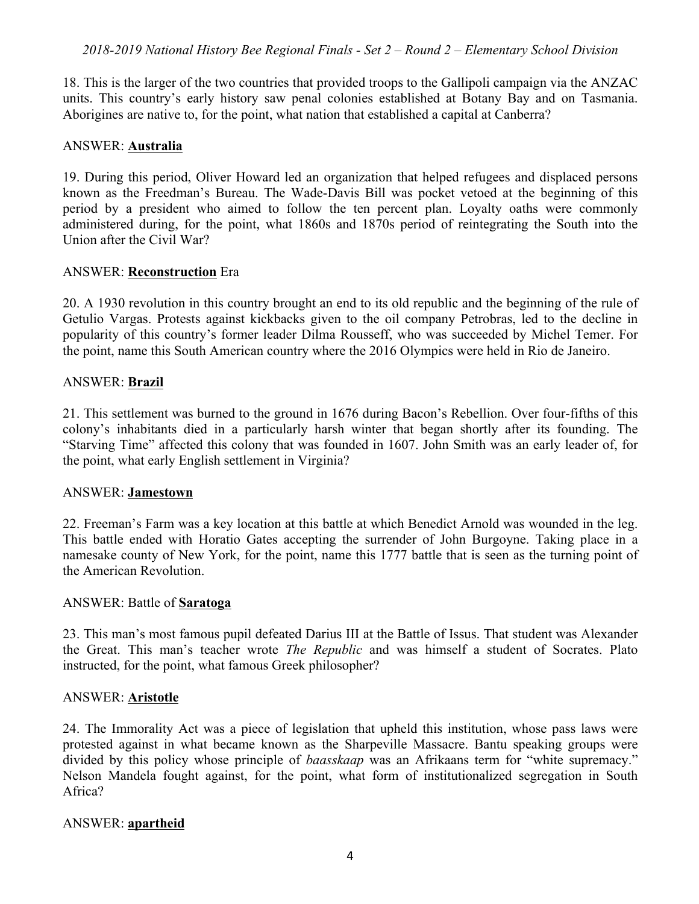18. This is the larger of the two countries that provided troops to the Gallipoli campaign via the ANZAC units. This country's early history saw penal colonies established at Botany Bay and on Tasmania. Aborigines are native to, for the point, what nation that established a capital at Canberra?

ANSWER: **Australia**

19. During this period, Oliver Howard led an organization that helped refugees and displaced persons known as the Freedman's Bureau. The Wade-Davis Bill was pocket vetoed at the beginning of this period by a president who aimed to follow the ten percent plan. Loyalty oaths were commonly administered during, for the point, what 1860s and 1870s period of reintegrating the South into the Union after the Civil War?

ANSWER: **Reconstruction** Era

20. A 1930 revolution in this country brought an end to its old republic and the beginning of the rule of Getulio Vargas. Protests against kickbacks given to the oil company Petrobras, led to the decline in popularity of this country's former leader Dilma Rousseff, who was succeeded by Michel Temer. For the point, name this South American country where the 2016 Olympics were held in Rio de Janeiro.

ANSWER: **Brazil**

21. This settlement was burned to the ground in 1676 during Bacon's Rebellion. Over four-fifths of this colony's inhabitants died in a particularly harsh winter that began shortly after its founding. The "Starving Time" affected this colony that was founded in 1607. John Smith was an early leader of, for the point, what early English settlement in Virginia?

ANSWER: **Jamestown**

22. Freeman's Farm was a key location at this battle at which Benedict Arnold was wounded in the leg. This battle ended with Horatio Gates accepting the surrender of John Burgoyne. Taking place in a namesake county of New York, for the point, name this 1777 battle that is seen as the turning point of the American Revolution.

ANSWER: Battle of **Saratoga**

23. This man's most famous pupil defeated Darius III at the Battle of Issus. That student was Alexander the Great. This man's teacher wrote *The Republic* and was himself a student of Socrates. Plato instructed, for the point, what famous Greek philosopher?

ANSWER: **Aristotle**

24. The Immorality Act was a piece of legislation that upheld this institution, whose pass laws were protested against in what became known as the Sharpeville Massacre. Bantu speaking groups were divided by this policy whose principle of *baasskaap* was an Afrikaans term for "white supremacy." Nelson Mandela fought against, for the point, what form of institutionalized segregation in South Africa?

ANSWER: **apartheid**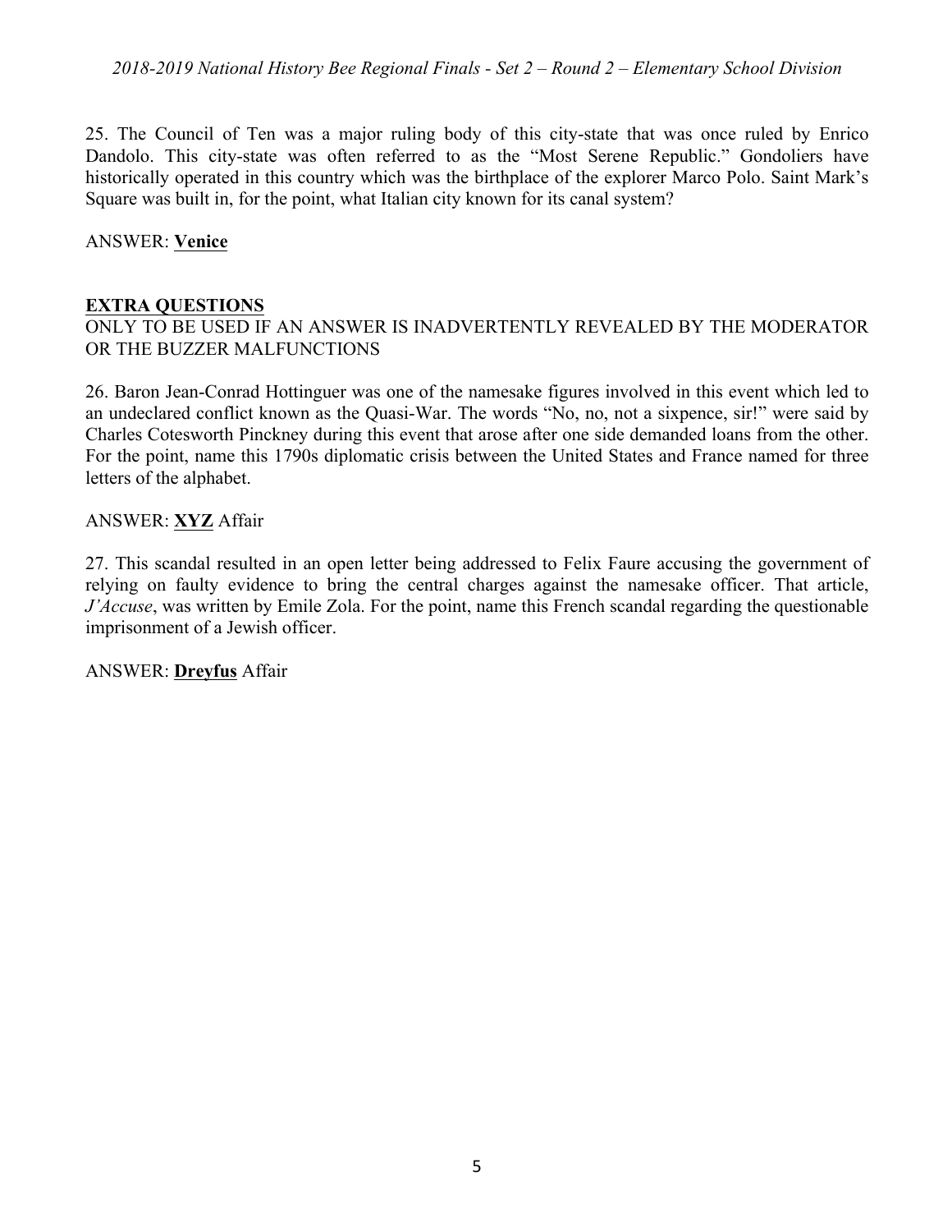25. The Council of Ten was a major ruling body of this city-state that was once ruled by Enrico Dandolo. This city-state was often referred to as the "Most Serene Republic." Gondoliers have historically operated in this country which was the birthplace of the explorer Marco Polo. Saint Mark's Square was built in, for the point, what Italian city known for its canal system?

ANSWER: **<u>Venice</u>**

**<u>EXTRA QUESTIONS</u>**

ONLY TO BE USED IF AN ANSWER IS INADVERTENTLY REVEALED BY THE MODERATOR OR THE BUZZER MALFUNCTIONS

26. Baron Jean-Conrad Hottinguer was one of the namesake figures involved in this event which led to an undeclared conflict known as the Quasi-War. The words "No, no, not a sixpence, sir!" were said by Charles Cotesworth Pinckney during this event that arose after one side demanded loans from the other. For the point, name this 1790s diplomatic crisis between the United States and France named for three letters of the alphabet.

ANSWER: **<u>XYZ</u>** Affair

27. This scandal resulted in an open letter being addressed to Felix Faure accusing the government of relying on faulty evidence to bring the central charges against the namesake officer. That article, *J'Accuse*, was written by Emile Zola. For the point, name this French scandal regarding the questionable imprisonment of a Jewish officer.

ANSWER: **<u>Dreyfus</u>** Affair